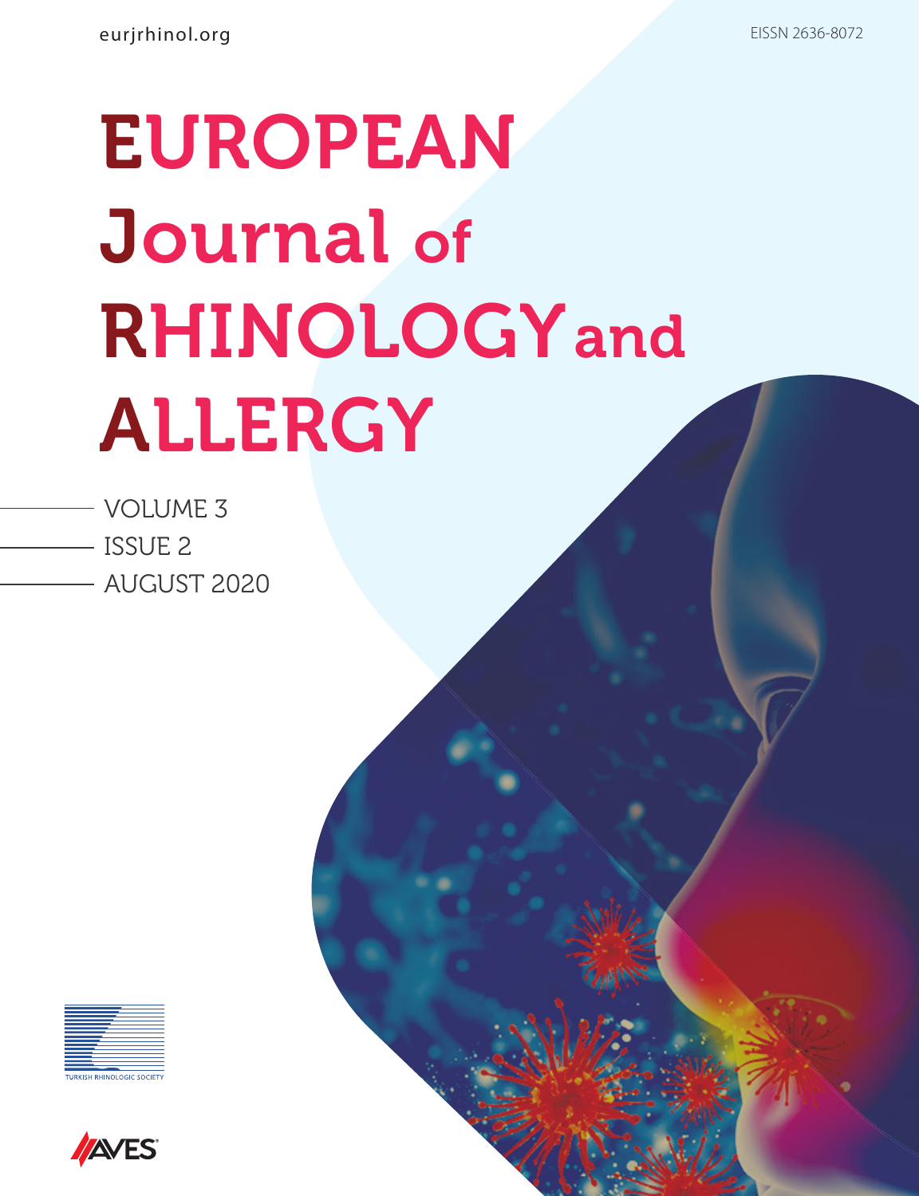eurjrhinol.org

EISSN 2636-8072

# EUROPEAN Journal of RHINOLOGY and ALLERGY

VOLUME 3

ISSUE 2

AUGUST 2020

TURKISH RHINOLOGIC SOCIETY

AVES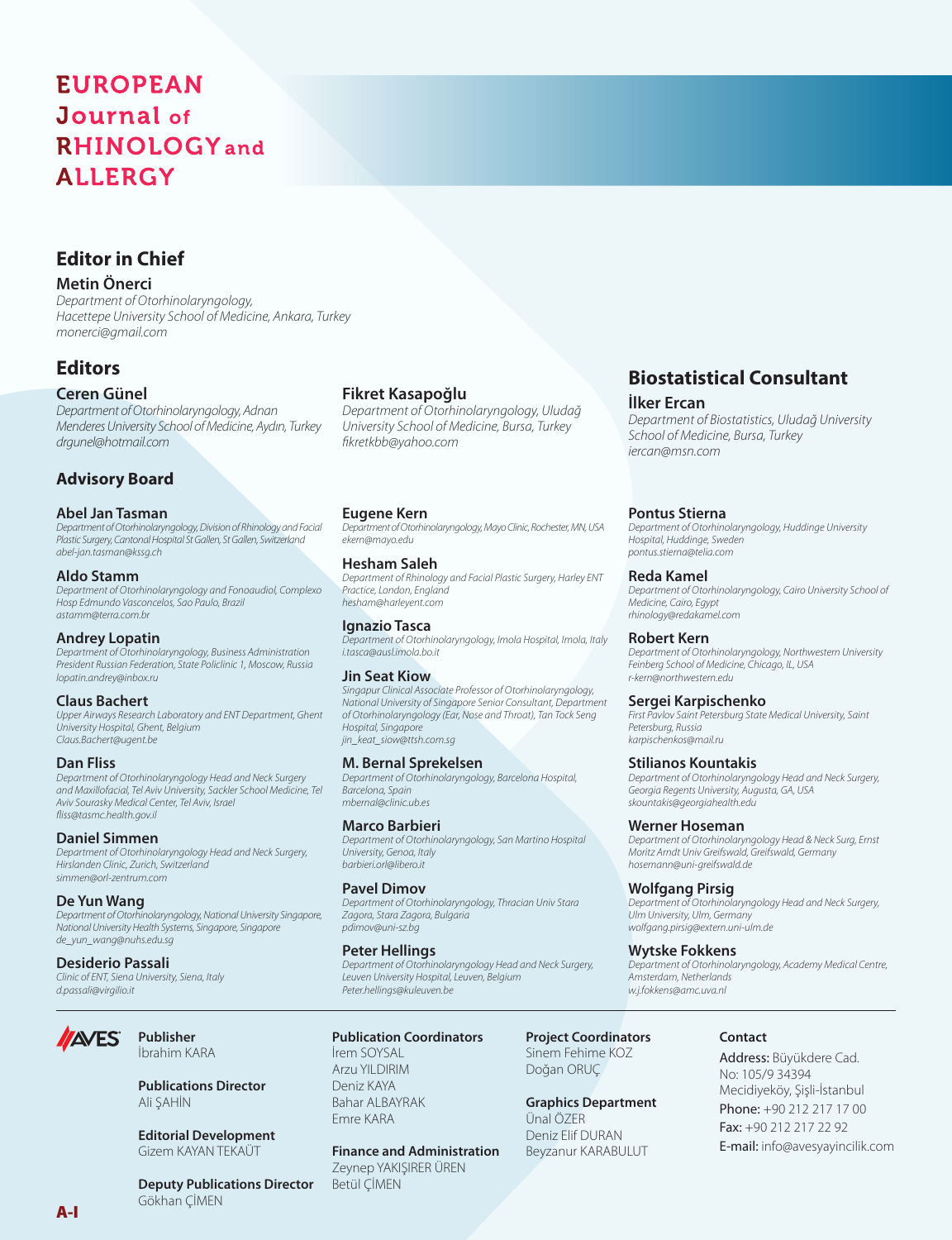# EUROPEAN Journal of RHINOLOGY and ALLERGY

## Editor in Chief

**Metin Önerci**
*Department of Otorhinolaryngology, Hacettepe University School of Medicine, Ankara, Turkey*
*monerci@gmail.com*

## Editors

**Ceren Günel**
*Department of Otorhinolaryngology, Adnan Menderes University School of Medicine, Aydın, Turkey*
*drgunel@hotmail.com*

**Fikret Kasapoğlu**
*Department of Otorhinolaryngology, Uludağ University School of Medicine, Bursa, Turkey*
*fikretkbb@yahoo.com*

## Biostatistical Consultant

**İlker Ercan**
*Department of Biostatistics, Uludağ University School of Medicine, Bursa, Turkey*
*iercan@msn.com*

## Advisory Board

**Abel Jan Tasman**
*Department of Otorhinolaryngology, Division of Rhinology and Facial Plastic Surgery, Cantonal Hospital St Gallen, St Gallen, Switzerland*
*abel-jan.tasman@kssg.ch*

**Aldo Stamm**
*Department of Otorhinolaryngology and Fonoaudiol, Complexo Hosp Edmundo Vasconcelos, Sao Paulo, Brazil*
*astamm@terra.com.br*

**Andrey Lopatin**
*Department of Otorhinolaryngology, Business Administration President Russian Federation, State Policlinic 1, Moscow, Russia*
*lopatin.andrey@inbox.ru*

**Claus Bachert**
*Upper Airways Research Laboratory and ENT Department, Ghent University Hospital, Ghent, Belgium*
*Claus.Bachert@ugent.be*

**Dan Fliss**
*Department of Otorhinolaryngology Head and Neck Surgery and Maxillofacial, Tel Aviv University, Sackler School Medicine, Tel Aviv Sourasky Medical Center, Tel Aviv, Israel*
*fliss@tasmc.health.gov.il*

**Daniel Simmen**
*Department of Otorhinolaryngology Head and Neck Surgery, Hirslanden Clinic, Zurich, Switzerland*
*simmen@orl-zentrum.com*

**De Yun Wang**
*Department of Otorhinolaryngology, National University Singapore, National University Health Systems, Singapore, Singapore*
*de_yun_wang@nuhs.edu.sg*

**Desiderio Passali**
*Clinic of ENT, Siena University, Siena, Italy*
*d.passali@virgilio.it*

**Eugene Kern**
*Department of Otorhinolaryngology, Mayo Clinic, Rochester, MN, USA*
*ekern@mayo.edu*

**Hesham Saleh**
*Department of Rhinology and Facial Plastic Surgery, Harley ENT Practice, London, England*
*hesham@harleyent.com*

**Ignazio Tasca**
*Department of Otorhinolaryngology, Imola Hospital, Imola, Italy*
*i.tasca@ausl.imola.bo.it*

**Jin Seat Kiow**
*Singapur Clinical Associate Professor of Otorhinolaryngology, National University of Singapore Senior Consultant, Department of Otorhinolaryngology (Ear, Nose and Throat), Tan Tock Seng Hospital, Singapore*
*jin_keat_siow@ttsh.com.sg*

**M. Bernal Sprekelsen**
*Department of Otorhinolaryngology, Barcelona Hospital, Barcelona, Spain*
*mbernal@clinic.ub.es*

**Marco Barbieri**
*Department of Otorhinolaryngology, San Martino Hospital University, Genoa, Italy*
*barbieri.orl@libero.it*

**Pavel Dimov**
*Department of Otorhinolaryngology, Thracian Univ Stara Zagora, Stara Zagora, Bulgaria*
*pdimov@uni-sz.bg*

**Peter Hellings**
*Department of Otorhinolaryngology Head and Neck Surgery, Leuven University Hospital, Leuven, Belgium*
*Peter.hellings@kuleuven.be*

**Pontus Stierna**
*Department of Otorhinolaryngology, Huddinge University Hospital, Huddinge, Sweden*
*pontus.stierna@telia.com*

**Reda Kamel**
*Department of Otorhinolaryngology, Cairo University School of Medicine, Cairo, Egypt*
*rhinology@redakamel.com*

**Robert Kern**
*Department of Otorhinolaryngology, Northwestern University Feinberg School of Medicine, Chicago, IL, USA*
*r-kern@northwestern.edu*

**Sergei Karpischenko**
*First Pavlov Saint Petersburg State Medical University, Saint Petersburg, Russia*
*karpischenkos@mail.ru*

**Stilianos Kountakis**
*Department of Otorhinolaryngology Head and Neck Surgery, Georgia Regents University, Augusta, GA, USA*
*skountakis@georgiahealth.edu*

**Werner Hoseman**
*Department of Otorhinolaryngology Head & Neck Surg, Ernst Moritz Arndt Univ Greifswald, Greifswald, Germany*
*hosemann@uni-greifswald.de*

**Wolfgang Pirsig**
*Department of Otorhinolaryngology Head and Neck Surgery, Ulm University, Ulm, Germany*
*wolfgang.pirsig@extern.uni-ulm.de*

**Wytske Fokkens**
*Department of Otorhinolaryngology, Academy Medical Centre, Amsterdam, Netherlands*
*w.j.fokkens@amc.uva.nl*

---

AVES

**Publisher**
İbrahim KARA

**Publications Director**
Ali ŞAHİN

**Editorial Development**
Gizem KAYAN TEKAÜT

**Deputy Publications Director**
Gökhan ÇİMEN

**Publication Coordinators**
İrem SOYSAL
Arzu YILDIRIM
Deniz KAYA
Bahar ALBAYRAK
Emre KARA

**Finance and Administration**
Zeynep YAKIŞIRER ÜREN
Betül ÇİMEN

**Project Coordinators**
Sinem Fehime KOZ
Doğan ORUÇ

**Graphics Department**
Ünal ÖZER
Deniz Elif DURAN
Beyzanur KARABULUT

**Contact**
**Address:** Büyükdere Cad. No: 105/9 34394 Mecidiyeköy, Şişli-İstanbul
**Phone:** +90 212 217 17 00
**Fax:** +90 212 217 22 92
**E-mail:** info@avesyayincilik.com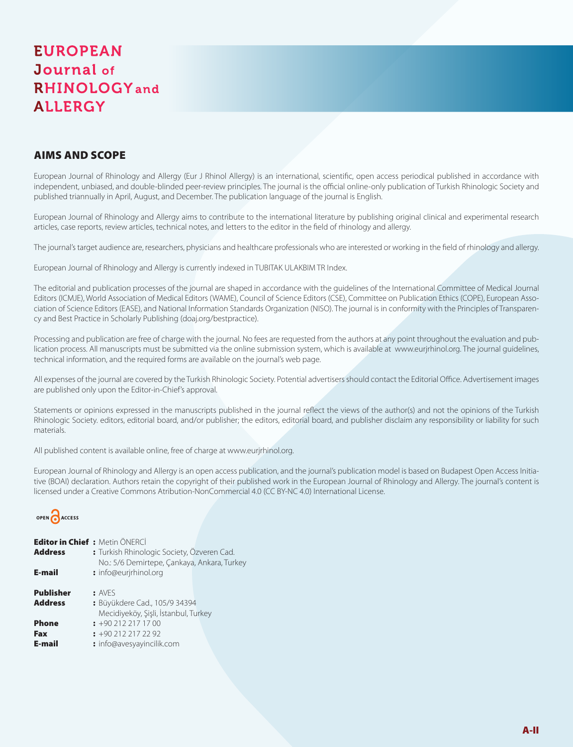# EUROPEAN Journal of RHINOLOGY and ALLERGY

## AIMS AND SCOPE

European Journal of Rhinology and Allergy (Eur J Rhinol Allergy) is an international, scientific, open access periodical published in accordance with independent, unbiased, and double-blinded peer-review principles. The journal is the official online-only publication of Turkish Rhinologic Society and published triannually in April, August, and December. The publication language of the journal is English.

European Journal of Rhinology and Allergy aims to contribute to the international literature by publishing original clinical and experimental research articles, case reports, review articles, technical notes, and letters to the editor in the field of rhinology and allergy.

The journal's target audience are, researchers, physicians and healthcare professionals who are interested or working in the field of rhinology and allergy.

European Journal of Rhinology and Allergy is currently indexed in TUBITAK ULAKBIM TR Index.

The editorial and publication processes of the journal are shaped in accordance with the guidelines of the International Committee of Medical Journal Editors (ICMJE), World Association of Medical Editors (WAME), Council of Science Editors (CSE), Committee on Publication Ethics (COPE), European Association of Science Editors (EASE), and National Information Standards Organization (NISO). The journal is in conformity with the Principles of Transparency and Best Practice in Scholarly Publishing (doaj.org/bestpractice).

Processing and publication are free of charge with the journal. No fees are requested from the authors at any point throughout the evaluation and publication process. All manuscripts must be submitted via the online submission system, which is available at www.eurjrhinol.org. The journal guidelines, technical information, and the required forms are available on the journal's web page.

All expenses of the journal are covered by the Turkish Rhinologic Society. Potential advertisers should contact the Editorial Office. Advertisement images are published only upon the Editor-in-Chief's approval.

Statements or opinions expressed in the manuscripts published in the journal reflect the views of the author(s) and not the opinions of the Turkish Rhinologic Society. editors, editorial board, and/or publisher; the editors, editorial board, and publisher disclaim any responsibility or liability for such materials.

All published content is available online, free of charge at www.eurjrhinol.org.

European Journal of Rhinology and Allergy is an open access publication, and the journal's publication model is based on Budapest Open Access Initiative (BOAI) declaration. Authors retain the copyright of their published work in the European Journal of Rhinology and Allergy. The journal's content is licensed under a Creative Commons Atribution-NonCommercial 4.0 (CC BY-NC 4.0) International License.

OPEN ACCESS

**Editor in Chief** : Metin ÖNERCİ
**Address** : Turkish Rhinologic Society, Özveren Cad. No.: 5/6 Demirtepe, Çankaya, Ankara, Turkey
**E-mail** : info@eurjrhinol.org

**Publisher** : AVES
**Address** : Büyükdere Cad., 105/9 34394 Mecidiyeköy, Şişli, İstanbul, Turkey
**Phone** : +90 212 217 17 00
**Fax** : +90 212 217 22 92
**E-mail** : info@avesyayincilik.com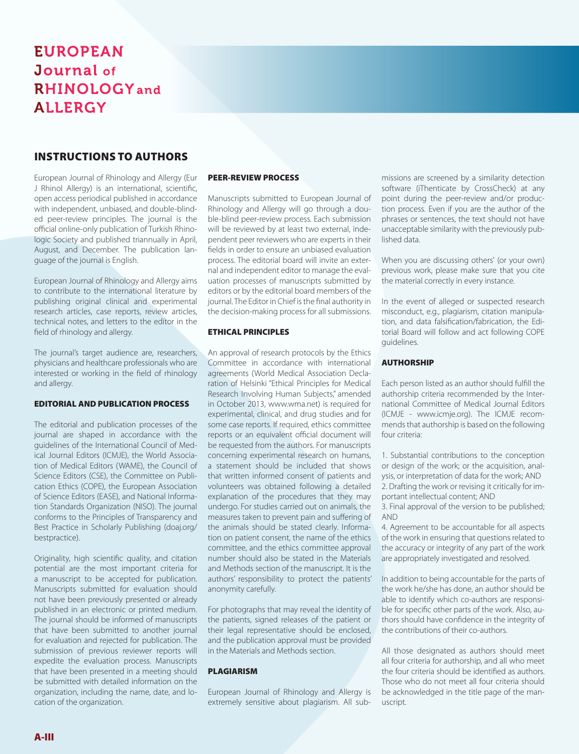# EUROPEAN Journal of RHINOLOGY and ALLERGY

## INSTRUCTIONS TO AUTHORS

European Journal of Rhinology and Allergy (Eur J Rhinol Allergy) is an international, scientific, open access periodical published in accordance with independent, unbiased, and double-blinded peer-review principles. The journal is the official online-only publication of Turkish Rhinologic Society and published triannually in April, August, and December. The publication language of the journal is English.

European Journal of Rhinology and Allergy aims to contribute to the international literature by publishing original clinical and experimental research articles, case reports, review articles, technical notes, and letters to the editor in the field of rhinology and allergy.

The journal's target audience are, researchers, physicians and healthcare professionals who are interested or working in the field of rhinology and allergy.

### EDITORIAL AND PUBLICATION PROCESS

The editorial and publication processes of the journal are shaped in accordance with the guidelines of the International Council of Medical Journal Editors (ICMJE), the World Association of Medical Editors (WAME), the Council of Science Editors (CSE), the Committee on Publication Ethics (COPE), the European Association of Science Editors (EASE), and National Information Standards Organization (NISO). The journal conforms to the Principles of Transparency and Best Practice in Scholarly Publishing (doaj.org/bestpractice).

Originality, high scientific quality, and citation potential are the most important criteria for a manuscript to be accepted for publication. Manuscripts submitted for evaluation should not have been previously presented or already published in an electronic or printed medium. The journal should be informed of manuscripts that have been submitted to another journal for evaluation and rejected for publication. The submission of previous reviewer reports will expedite the evaluation process. Manuscripts that have been presented in a meeting should be submitted with detailed information on the organization, including the name, date, and location of the organization.

### PEER-REVIEW PROCESS

Manuscripts submitted to European Journal of Rhinology and Allergy will go through a double-blind peer-review process. Each submission will be reviewed by at least two external, independent peer reviewers who are experts in their fields in order to ensure an unbiased evaluation process. The editorial board will invite an external and independent editor to manage the evaluation processes of manuscripts submitted by editors or by the editorial board members of the journal. The Editor in Chief is the final authority in the decision-making process for all submissions.

### ETHICAL PRINCIPLES

An approval of research protocols by the Ethics Committee in accordance with international agreements (World Medical Association Declaration of Helsinki "Ethical Principles for Medical Research Involving Human Subjects," amended in October 2013, www.wma.net) is required for experimental, clinical, and drug studies and for some case reports. If required, ethics committee reports or an equivalent official document will be requested from the authors. For manuscripts concerning experimental research on humans, a statement should be included that shows that written informed consent of patients and volunteers was obtained following a detailed explanation of the procedures that they may undergo. For studies carried out on animals, the measures taken to prevent pain and suffering of the animals should be stated clearly. Information on patient consent, the name of the ethics committee, and the ethics committee approval number should also be stated in the Materials and Methods section of the manuscript. It is the authors' responsibility to protect the patients' anonymity carefully.

For photographs that may reveal the identity of the patients, signed releases of the patient or their legal representative should be enclosed, and the publication approval must be provided in the Materials and Methods section.

### PLAGIARISM

European Journal of Rhinology and Allergy is extremely sensitive about plagiarism. All submissions are screened by a similarity detection software (iThenticate by CrossCheck) at any point during the peer-review and/or production process. Even if you are the author of the phrases or sentences, the text should not have unacceptable similarity with the previously published data.

When you are discussing others' (or your own) previous work, please make sure that you cite the material correctly in every instance.

In the event of alleged or suspected research misconduct, e.g., plagiarism, citation manipulation, and data falsification/fabrication, the Editorial Board will follow and act following COPE guidelines.

### AUTHORSHIP

Each person listed as an author should fulfill the authorship criteria recommended by the International Committee of Medical Journal Editors (ICMJE - www.icmje.org). The ICMJE recommends that authorship is based on the following four criteria:

1. Substantial contributions to the conception or design of the work; or the acquisition, analysis, or interpretation of data for the work; AND
2. Drafting the work or revising it critically for important intellectual content; AND
3. Final approval of the version to be published; AND
4. Agreement to be accountable for all aspects of the work in ensuring that questions related to the accuracy or integrity of any part of the work are appropriately investigated and resolved.

In addition to being accountable for the parts of the work he/she has done, an author should be able to identify which co-authors are responsible for specific other parts of the work. Also, authors should have confidence in the integrity of the contributions of their co-authors.

All those designated as authors should meet all four criteria for authorship, and all who meet the four criteria should be identified as authors. Those who do not meet all four criteria should be acknowledged in the title page of the manuscript.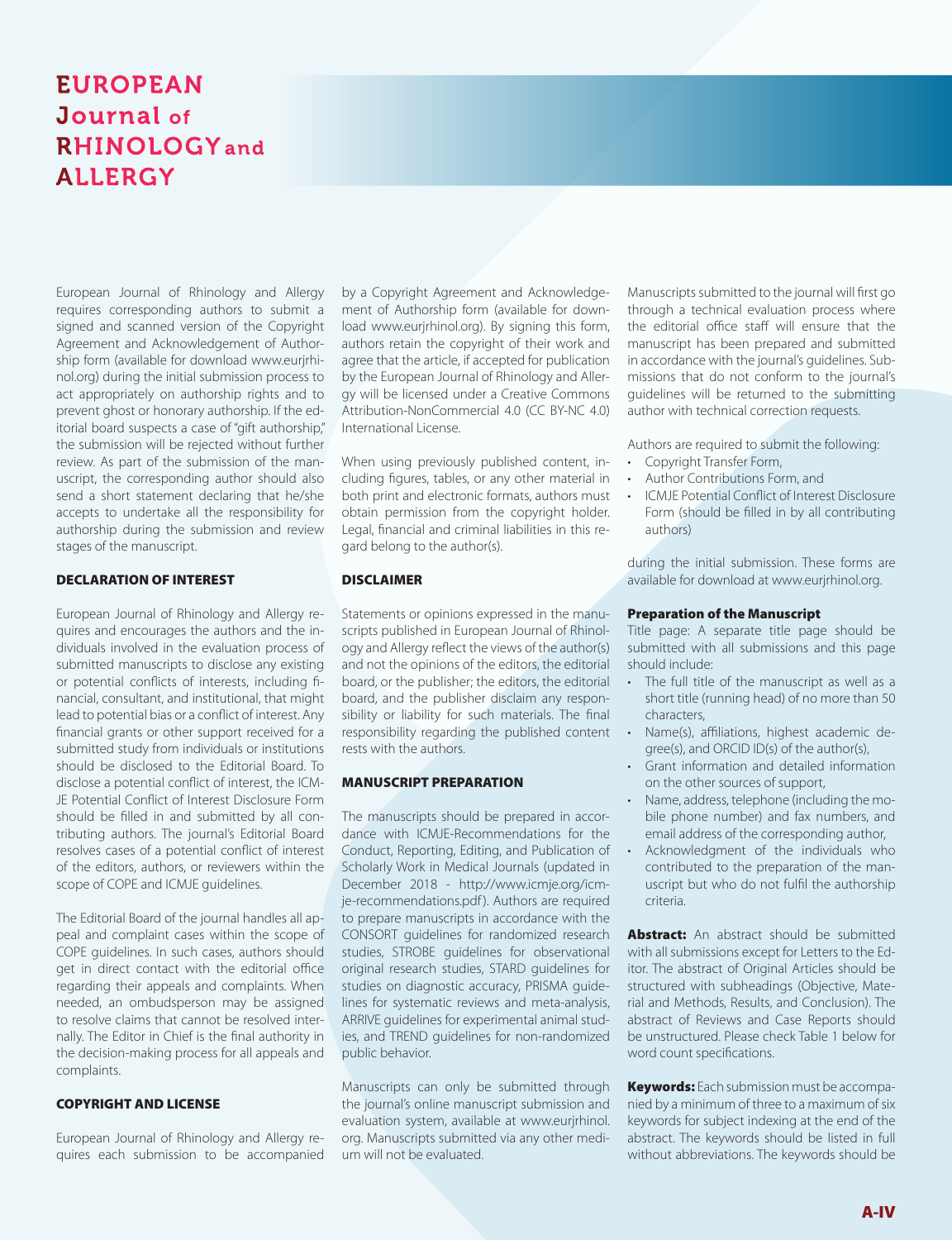European Journal of Rhinology and Allergy requires corresponding authors to submit a signed and scanned version of the Copyright Agreement and Acknowledgement of Authorship form (available for download www.eurjrhinol.org) during the initial submission process to act appropriately on authorship rights and to prevent ghost or honorary authorship. If the editorial board suspects a case of "gift authorship," the submission will be rejected without further review. As part of the submission of the manuscript, the corresponding author should also send a short statement declaring that he/she accepts to undertake all the responsibility for authorship during the submission and review stages of the manuscript.

## DECLARATION OF INTEREST

European Journal of Rhinology and Allergy requires and encourages the authors and the individuals involved in the evaluation process of submitted manuscripts to disclose any existing or potential conflicts of interests, including financial, consultant, and institutional, that might lead to potential bias or a conflict of interest. Any financial grants or other support received for a submitted study from individuals or institutions should be disclosed to the Editorial Board. To disclose a potential conflict of interest, the ICMJE Potential Conflict of Interest Disclosure Form should be filled in and submitted by all contributing authors. The journal's Editorial Board resolves cases of a potential conflict of interest of the editors, authors, or reviewers within the scope of COPE and ICMJE guidelines.

The Editorial Board of the journal handles all appeal and complaint cases within the scope of COPE guidelines. In such cases, authors should get in direct contact with the editorial office regarding their appeals and complaints. When needed, an ombudsperson may be assigned to resolve claims that cannot be resolved internally. The Editor in Chief is the final authority in the decision-making process for all appeals and complaints.

## COPYRIGHT AND LICENSE

European Journal of Rhinology and Allergy requires each submission to be accompanied by a Copyright Agreement and Acknowledgement of Authorship form (available for download www.eurjrhinol.org). By signing this form, authors retain the copyright of their work and agree that the article, if accepted for publication by the European Journal of Rhinology and Allergy will be licensed under a Creative Commons Attribution-NonCommercial 4.0 (CC BY-NC 4.0) International License.

When using previously published content, including figures, tables, or any other material in both print and electronic formats, authors must obtain permission from the copyright holder. Legal, financial and criminal liabilities in this regard belong to the author(s).

## DISCLAIMER

Statements or opinions expressed in the manuscripts published in European Journal of Rhinology and Allergy reflect the views of the author(s) and not the opinions of the editors, the editorial board, or the publisher; the editors, the editorial board, and the publisher disclaim any responsibility or liability for such materials. The final responsibility regarding the published content rests with the authors.

## MANUSCRIPT PREPARATION

The manuscripts should be prepared in accordance with ICMJE-Recommendations for the Conduct, Reporting, Editing, and Publication of Scholarly Work in Medical Journals (updated in December 2018 - http://www.icmje.org/icmje-recommendations.pdf). Authors are required to prepare manuscripts in accordance with the CONSORT guidelines for randomized research studies, STROBE guidelines for observational original research studies, STARD guidelines for studies on diagnostic accuracy, PRISMA guidelines for systematic reviews and meta-analysis, ARRIVE guidelines for experimental animal studies, and TREND guidelines for non-randomized public behavior.

Manuscripts can only be submitted through the journal's online manuscript submission and evaluation system, available at www.eurjrhinol.org. Manuscripts submitted via any other medium will not be evaluated.

Manuscripts submitted to the journal will first go through a technical evaluation process where the editorial office staff will ensure that the manuscript has been prepared and submitted in accordance with the journal's guidelines. Submissions that do not conform to the journal's guidelines will be returned to the submitting author with technical correction requests.

Authors are required to submit the following:

- Copyright Transfer Form,
- Author Contributions Form, and
- ICMJE Potential Conflict of Interest Disclosure Form (should be filled in by all contributing authors)

during the initial submission. These forms are available for download at www.eurjrhinol.org.

### Preparation of the Manuscript

Title page: A separate title page should be submitted with all submissions and this page should include:

- The full title of the manuscript as well as a short title (running head) of no more than 50 characters,
- Name(s), affiliations, highest academic degree(s), and ORCID ID(s) of the author(s),
- Grant information and detailed information on the other sources of support,
- Name, address, telephone (including the mobile phone number) and fax numbers, and email address of the corresponding author,
- Acknowledgment of the individuals who contributed to the preparation of the manuscript but who do not fulfil the authorship criteria.

**Abstract:** An abstract should be submitted with all submissions except for Letters to the Editor. The abstract of Original Articles should be structured with subheadings (Objective, Material and Methods, Results, and Conclusion). The abstract of Reviews and Case Reports should be unstructured. Please check Table 1 below for word count specifications.

**Keywords:** Each submission must be accompanied by a minimum of three to a maximum of six keywords for subject indexing at the end of the abstract. The keywords should be listed in full without abbreviations. The keywords should be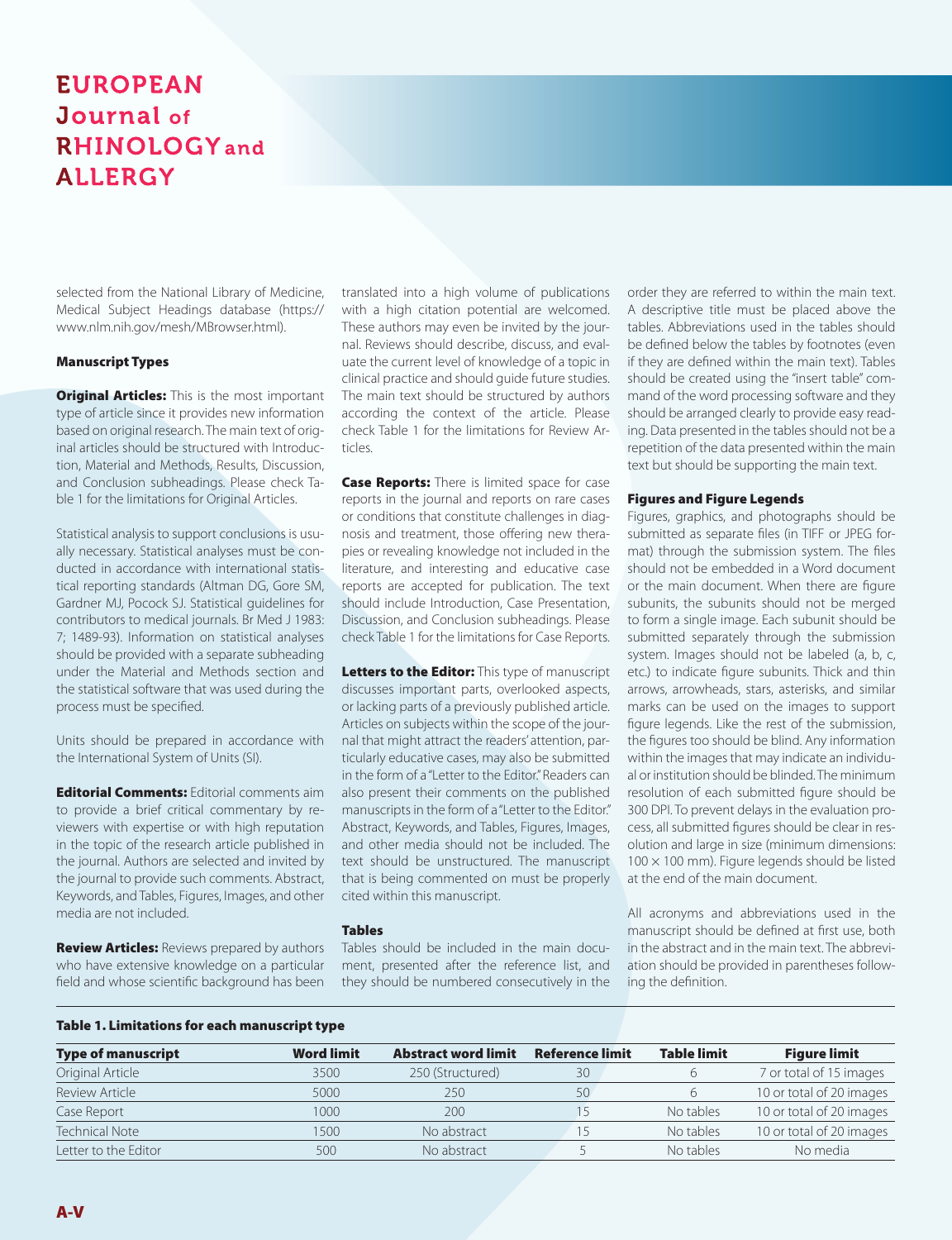selected from the National Library of Medicine, Medical Subject Headings database (https://www.nlm.nih.gov/mesh/MBrowser.html).

### Manuscript Types

**Original Articles:** This is the most important type of article since it provides new information based on original research. The main text of original articles should be structured with Introduction, Material and Methods, Results, Discussion, and Conclusion subheadings. Please check Table 1 for the limitations for Original Articles.

Statistical analysis to support conclusions is usually necessary. Statistical analyses must be conducted in accordance with international statistical reporting standards (Altman DG, Gore SM, Gardner MJ, Pocock SJ. Statistical guidelines for contributors to medical journals. Br Med J 1983: 7; 1489-93). Information on statistical analyses should be provided with a separate subheading under the Material and Methods section and the statistical software that was used during the process must be specified.

Units should be prepared in accordance with the International System of Units (SI).

**Editorial Comments:** Editorial comments aim to provide a brief critical commentary by reviewers with expertise or with high reputation in the topic of the research article published in the journal. Authors are selected and invited by the journal to provide such comments. Abstract, Keywords, and Tables, Figures, Images, and other media are not included.

**Review Articles:** Reviews prepared by authors who have extensive knowledge on a particular field and whose scientific background has been translated into a high volume of publications with a high citation potential are welcomed. These authors may even be invited by the journal. Reviews should describe, discuss, and evaluate the current level of knowledge of a topic in clinical practice and should guide future studies. The main text should be structured by authors according the context of the article. Please check Table 1 for the limitations for Review Articles.

**Case Reports:** There is limited space for case reports in the journal and reports on rare cases or conditions that constitute challenges in diagnosis and treatment, those offering new therapies or revealing knowledge not included in the literature, and interesting and educative case reports are accepted for publication. The text should include Introduction, Case Presentation, Discussion, and Conclusion subheadings. Please check Table 1 for the limitations for Case Reports.

**Letters to the Editor:** This type of manuscript discusses important parts, overlooked aspects, or lacking parts of a previously published article. Articles on subjects within the scope of the journal that might attract the readers' attention, particularly educative cases, may also be submitted in the form of a "Letter to the Editor." Readers can also present their comments on the published manuscripts in the form of a "Letter to the Editor." Abstract, Keywords, and Tables, Figures, Images, and other media should not be included. The text should be unstructured. The manuscript that is being commented on must be properly cited within this manuscript.

### Tables

Tables should be included in the main document, presented after the reference list, and they should be numbered consecutively in the order they are referred to within the main text. A descriptive title must be placed above the tables. Abbreviations used in the tables should be defined below the tables by footnotes (even if they are defined within the main text). Tables should be created using the "insert table" command of the word processing software and they should be arranged clearly to provide easy reading. Data presented in the tables should not be a repetition of the data presented within the main text but should be supporting the main text.

### Figures and Figure Legends

Figures, graphics, and photographs should be submitted as separate files (in TIFF or JPEG format) through the submission system. The files should not be embedded in a Word document or the main document. When there are figure subunits, the subunits should not be merged to form a single image. Each subunit should be submitted separately through the submission system. Images should not be labeled (a, b, c, etc.) to indicate figure subunits. Thick and thin arrows, arrowheads, stars, asterisks, and similar marks can be used on the images to support figure legends. Like the rest of the submission, the figures too should be blind. Any information within the images that may indicate an individual or institution should be blinded. The minimum resolution of each submitted figure should be 300 DPI. To prevent delays in the evaluation process, all submitted figures should be clear in resolution and large in size (minimum dimensions: 100 × 100 mm). Figure legends should be listed at the end of the main document.

All acronyms and abbreviations used in the manuscript should be defined at first use, both in the abstract and in the main text. The abbreviation should be provided in parentheses following the definition.

**Table 1. Limitations for each manuscript type**

| Type of manuscript | Word limit | Abstract word limit | Reference limit | Table limit | Figure limit |
|---|---|---|---|---|---|
| Original Article | 3500 | 250 (Structured) | 30 | 6 | 7 or total of 15 images |
| Review Article | 5000 | 250 | 50 | 6 | 10 or total of 20 images |
| Case Report | 1000 | 200 | 15 | No tables | 10 or total of 20 images |
| Technical Note | 1500 | No abstract | 15 | No tables | 10 or total of 20 images |
| Letter to the Editor | 500 | No abstract | 5 | No tables | No media |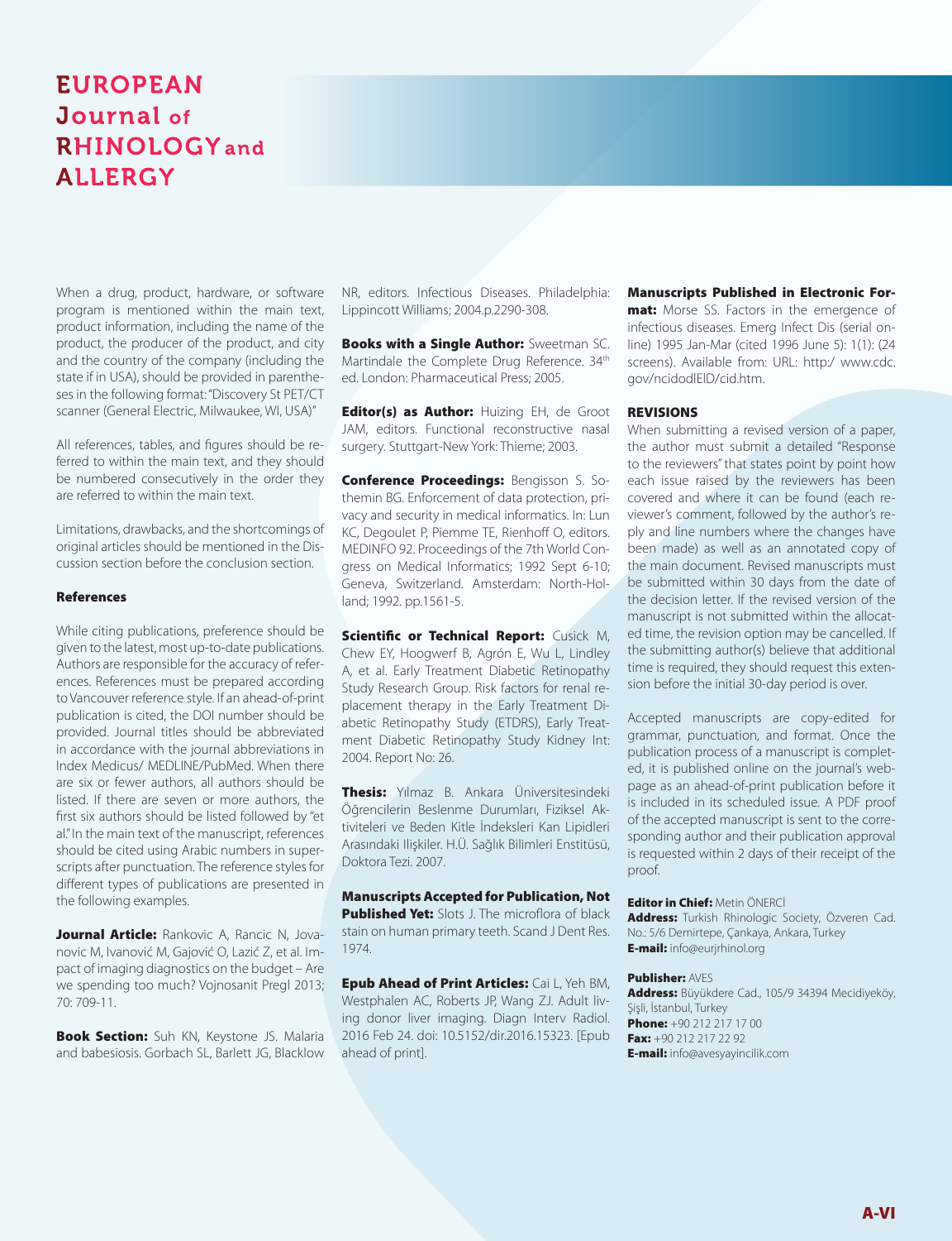When a drug, product, hardware, or software program is mentioned within the main text, product information, including the name of the product, the producer of the product, and city and the country of the company (including the state if in USA), should be provided in parentheses in the following format: "Discovery St PET/CT scanner (General Electric, Milwaukee, WI, USA)"

All references, tables, and figures should be referred to within the main text, and they should be numbered consecutively in the order they are referred to within the main text.

Limitations, drawbacks, and the shortcomings of original articles should be mentioned in the Discussion section before the conclusion section.

#### References

While citing publications, preference should be given to the latest, most up-to-date publications. Authors are responsible for the accuracy of references. References must be prepared according to Vancouver reference style. If an ahead-of-print publication is cited, the DOI number should be provided. Journal titles should be abbreviated in accordance with the journal abbreviations in Index Medicus/ MEDLINE/PubMed. When there are six or fewer authors, all authors should be listed. If there are seven or more authors, the first six authors should be listed followed by "et al." In the main text of the manuscript, references should be cited using Arabic numbers in superscripts after punctuation. The reference styles for different types of publications are presented in the following examples.

**Journal Article:** Rankovic A, Rancic N, Jovanovic M, Ivanović M, Gajović O, Lazić Z, et al. Impact of imaging diagnostics on the budget – Are we spending too much? Vojnosanit Pregl 2013; 70: 709-11.

**Book Section:** Suh KN, Keystone JS. Malaria and babesiosis. Gorbach SL, Barlett JG, Blacklow NR, editors. Infectious Diseases. Philadelphia: Lippincott Williams; 2004.p.2290-308.

**Books with a Single Author:** Sweetman SC. Martindale the Complete Drug Reference. 34th ed. London: Pharmaceutical Press; 2005.

**Editor(s) as Author:** Huizing EH, de Groot JAM, editors. Functional reconstructive nasal surgery. Stuttgart-New York: Thieme; 2003.

**Conference Proceedings:** Bengisson S. Sothemin BG. Enforcement of data protection, privacy and security in medical informatics. In: Lun KC, Degoulet P, Piemme TE, Rienhoff O, editors. MEDINFO 92. Proceedings of the 7th World Congress on Medical Informatics; 1992 Sept 6-10; Geneva, Switzerland. Amsterdam: North-Holland; 1992. pp.1561-5.

**Scientific or Technical Report:** Cusick M, Chew EY, Hoogwerf B, Agrón E, Wu L, Lindley A, et al. Early Treatment Diabetic Retinopathy Study Research Group. Risk factors for renal replacement therapy in the Early Treatment Diabetic Retinopathy Study (ETDRS), Early Treatment Diabetic Retinopathy Study Kidney Int: 2004. Report No: 26.

**Thesis:** Yılmaz B. Ankara Üniversitesindeki Öğrencilerin Beslenme Durumları, Fiziksel Aktiviteleri ve Beden Kitle İndeksleri Kan Lipidleri Arasındaki Ilişkiler. H.Ü. Sağlık Bilimleri Enstitüsü, Doktora Tezi. 2007.

**Manuscripts Accepted for Publication, Not Published Yet:** Slots J. The microflora of black stain on human primary teeth. Scand J Dent Res. 1974.

**Epub Ahead of Print Articles:** Cai L, Yeh BM, Westphalen AC, Roberts JP, Wang ZJ. Adult living donor liver imaging. Diagn Interv Radiol. 2016 Feb 24. doi: 10.5152/dir.2016.15323. [Epub ahead of print].

**Manuscripts Published in Electronic Format:** Morse SS. Factors in the emergence of infectious diseases. Emerg Infect Dis (serial online) 1995 Jan-Mar (cited 1996 June 5): 1(1): (24 screens). Available from: URL: http:/ www.cdc.gov/ncidodlEID/cid.htm.

#### REVISIONS

When submitting a revised version of a paper, the author must submit a detailed "Response to the reviewers" that states point by point how each issue raised by the reviewers has been covered and where it can be found (each reviewer's comment, followed by the author's reply and line numbers where the changes have been made) as well as an annotated copy of the main document. Revised manuscripts must be submitted within 30 days from the date of the decision letter. If the revised version of the manuscript is not submitted within the allocated time, the revision option may be cancelled. If the submitting author(s) believe that additional time is required, they should request this extension before the initial 30-day period is over.

Accepted manuscripts are copy-edited for grammar, punctuation, and format. Once the publication process of a manuscript is completed, it is published online on the journal's webpage as an ahead-of-print publication before it is included in its scheduled issue. A PDF proof of the accepted manuscript is sent to the corresponding author and their publication approval is requested within 2 days of their receipt of the proof.

**Editor in Chief:** Metin ÖNERCİ
**Address:** Turkish Rhinologic Society, Özveren Cad. No.: 5/6 Demirtepe, Çankaya, Ankara, Turkey
**E-mail:** info@eurjrhinol.org

**Publisher:** AVES
**Address:** Büyükdere Cad., 105/9 34394 Mecidiyeköy, Şişli, İstanbul, Turkey
**Phone:** +90 212 217 17 00
**Fax:** +90 212 217 22 92
**E-mail:** info@avesyayincilik.com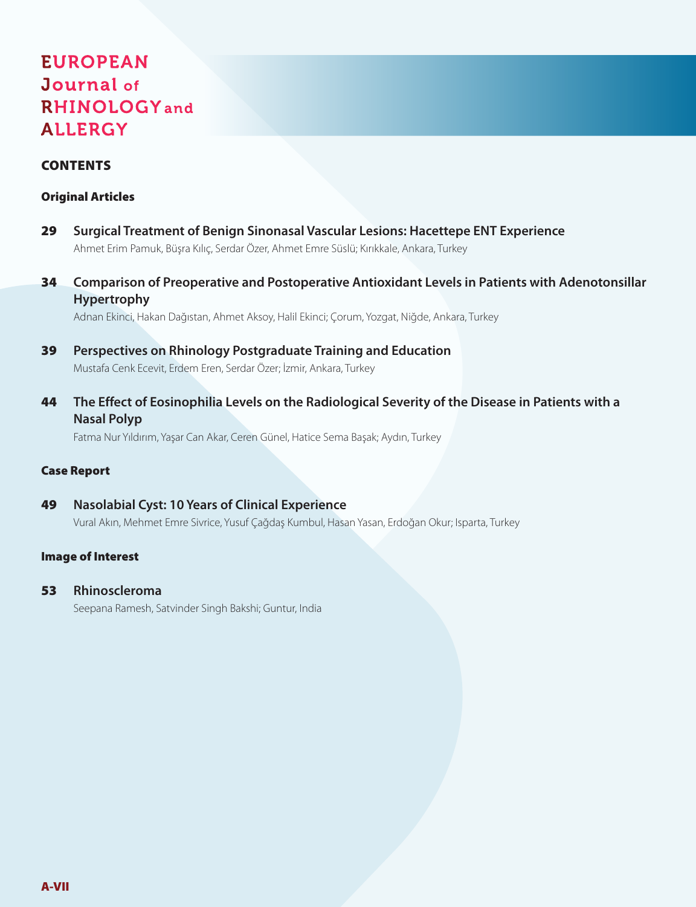# EUROPEAN Journal of RHINOLOGY and ALLERGY

## CONTENTS

### Original Articles

**29** **Surgical Treatment of Benign Sinonasal Vascular Lesions: Hacettepe ENT Experience**
Ahmet Erim Pamuk, Büşra Kılıç, Serdar Özer, Ahmet Emre Süslü; Kırıkkale, Ankara, Turkey

**34** **Comparison of Preoperative and Postoperative Antioxidant Levels in Patients with Adenotonsillar Hypertrophy**
Adnan Ekinci, Hakan Dağıstan, Ahmet Aksoy, Halil Ekinci; Çorum, Yozgat, Niğde, Ankara, Turkey

**39** **Perspectives on Rhinology Postgraduate Training and Education**
Mustafa Cenk Ecevit, Erdem Eren, Serdar Özer; İzmir, Ankara, Turkey

**44** **The Effect of Eosinophilia Levels on the Radiological Severity of the Disease in Patients with a Nasal Polyp**
Fatma Nur Yıldırım, Yaşar Can Akar, Ceren Günel, Hatice Sema Başak; Aydın, Turkey

### Case Report

**49** **Nasolabial Cyst: 10 Years of Clinical Experience**
Vural Akın, Mehmet Emre Sivrice, Yusuf Çağdaş Kumbul, Hasan Yasan, Erdoğan Okur; Isparta, Turkey

### Image of Interest

**53** **Rhinoscleroma**
Seepana Ramesh, Satvinder Singh Bakshi; Guntur, India